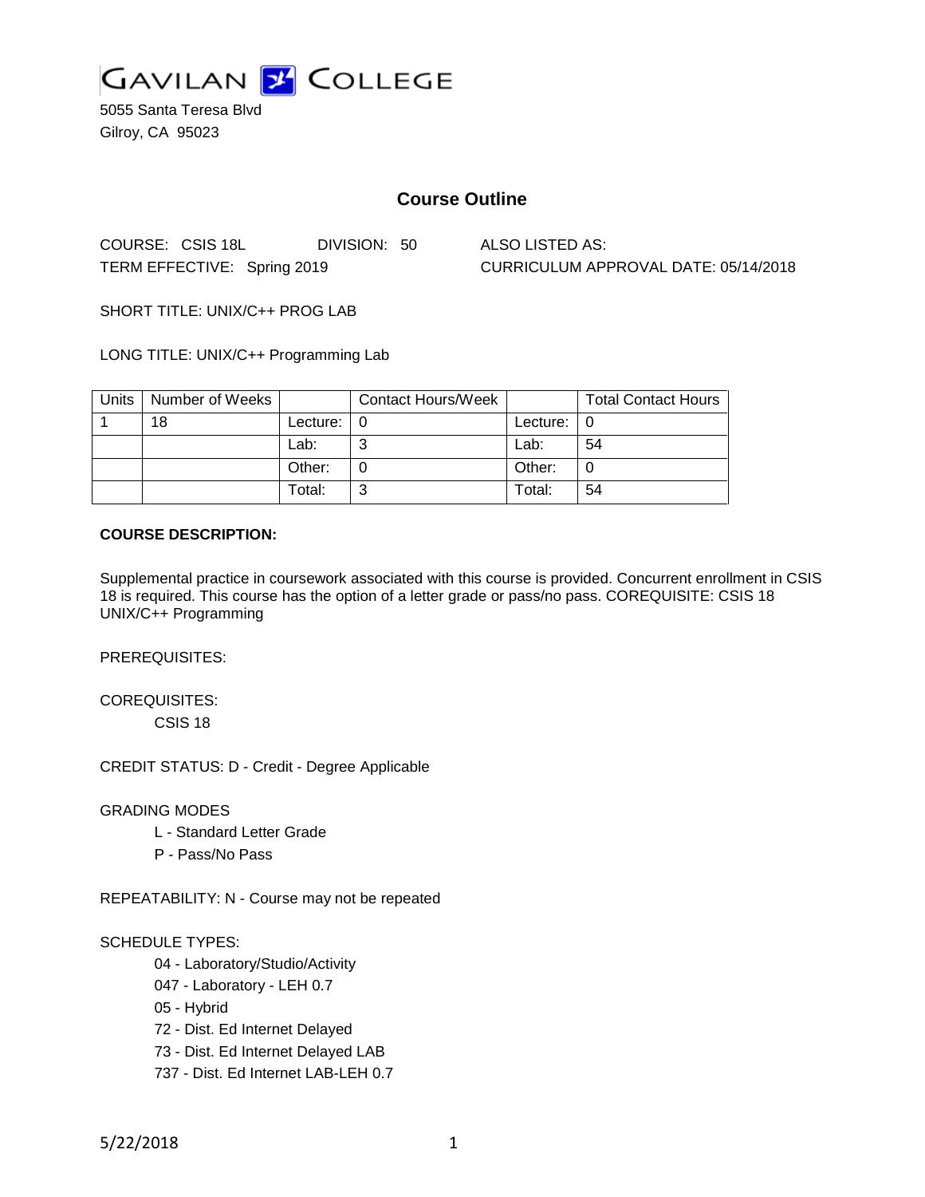# GAVILAN COLLEGE

5055 Santa Teresa Blvd
Gilroy, CA 95023

## Course Outline

COURSE: CSIS 18L DIVISION: 50 ALSO LISTED AS:
TERM EFFECTIVE: Spring 2019 CURRICULUM APPROVAL DATE: 05/14/2018

SHORT TITLE: UNIX/C++ PROG LAB

LONG TITLE: UNIX/C++ Programming Lab

| Units | Number of Weeks | | Contact Hours/Week | | Total Contact Hours |
|---|---|---|---|---|---|
| 1 | 18 | Lecture: | 0 | Lecture: | 0 |
| | | Lab: | 3 | Lab: | 54 |
| | | Other: | 0 | Other: | 0 |
| | | Total: | 3 | Total: | 54 |

**COURSE DESCRIPTION:**

Supplemental practice in coursework associated with this course is provided. Concurrent enrollment in CSIS 18 is required. This course has the option of a letter grade or pass/no pass. COREQUISITE: CSIS 18 UNIX/C++ Programming

PREREQUISITES:

COREQUISITES:

CSIS 18

CREDIT STATUS: D - Credit - Degree Applicable

GRADING MODES

L - Standard Letter Grade
P - Pass/No Pass

REPEATABILITY: N - Course may not be repeated

SCHEDULE TYPES:

04 - Laboratory/Studio/Activity
047 - Laboratory - LEH 0.7
05 - Hybrid
72 - Dist. Ed Internet Delayed
73 - Dist. Ed Internet Delayed LAB
737 - Dist. Ed Internet LAB-LEH 0.7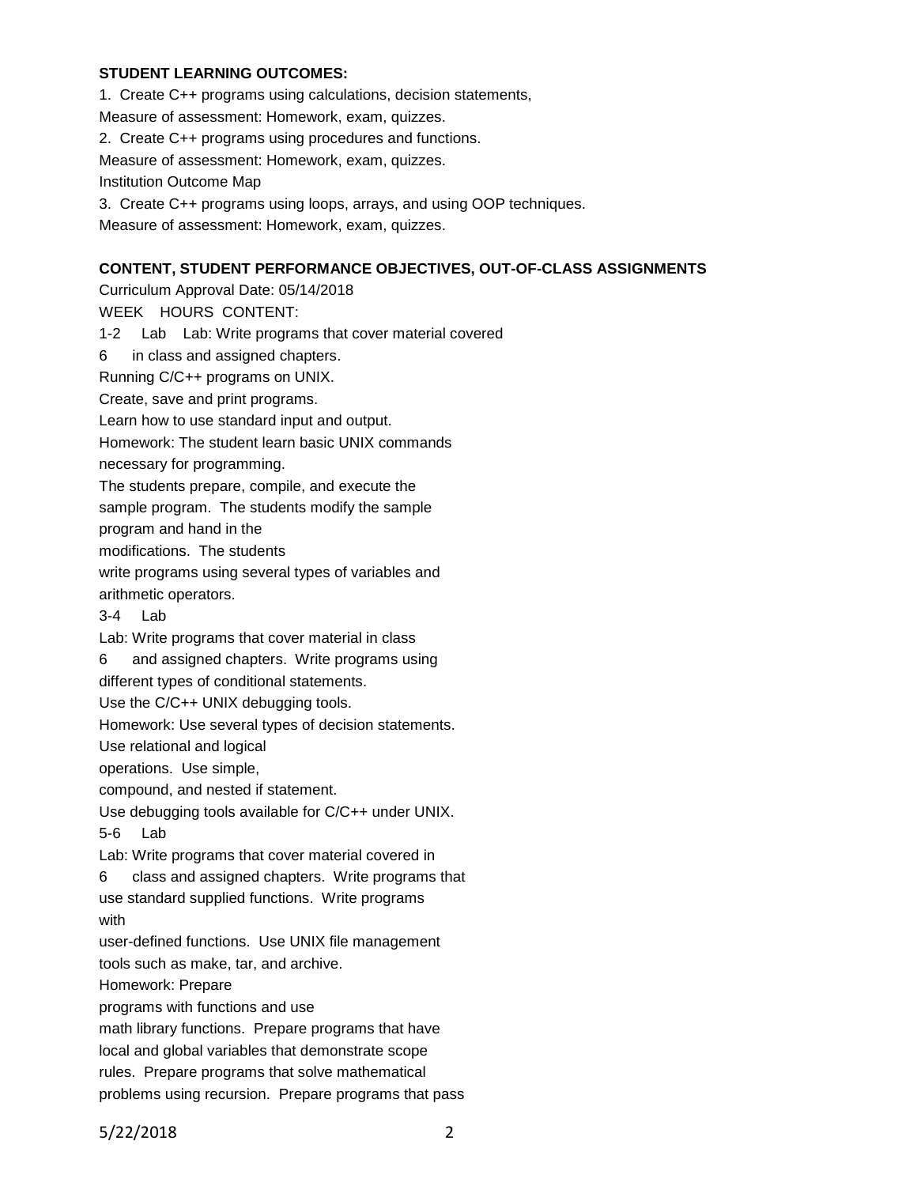**STUDENT LEARNING OUTCOMES:**

1. Create C++ programs using calculations, decision statements,
Measure of assessment: Homework, exam, quizzes.
2. Create C++ programs using procedures and functions.
Measure of assessment: Homework, exam, quizzes.
Institution Outcome Map
3. Create C++ programs using loops, arrays, and using OOP techniques.
Measure of assessment: Homework, exam, quizzes.

**CONTENT, STUDENT PERFORMANCE OBJECTIVES, OUT-OF-CLASS ASSIGNMENTS**

Curriculum Approval Date: 05/14/2018

WEEK HOURS CONTENT:

1-2 Lab Lab: Write programs that cover material covered
6 in class and assigned chapters.
Running C/C++ programs on UNIX.
Create, save and print programs.
Learn how to use standard input and output.
Homework: The student learn basic UNIX commands
necessary for programming.
The students prepare, compile, and execute the
sample program. The students modify the sample
program and hand in the
modifications. The students
write programs using several types of variables and
arithmetic operators.

3-4 Lab
Lab: Write programs that cover material in class
6 and assigned chapters. Write programs using
different types of conditional statements.
Use the C/C++ UNIX debugging tools.
Homework: Use several types of decision statements.
Use relational and logical
operations. Use simple,
compound, and nested if statement.
Use debugging tools available for C/C++ under UNIX.

5-6 Lab
Lab: Write programs that cover material covered in
6 class and assigned chapters. Write programs that
use standard supplied functions. Write programs
with
user-defined functions. Use UNIX file management
tools such as make, tar, and archive.
Homework: Prepare
programs with functions and use
math library functions. Prepare programs that have
local and global variables that demonstrate scope
rules. Prepare programs that solve mathematical
problems using recursion. Prepare programs that pass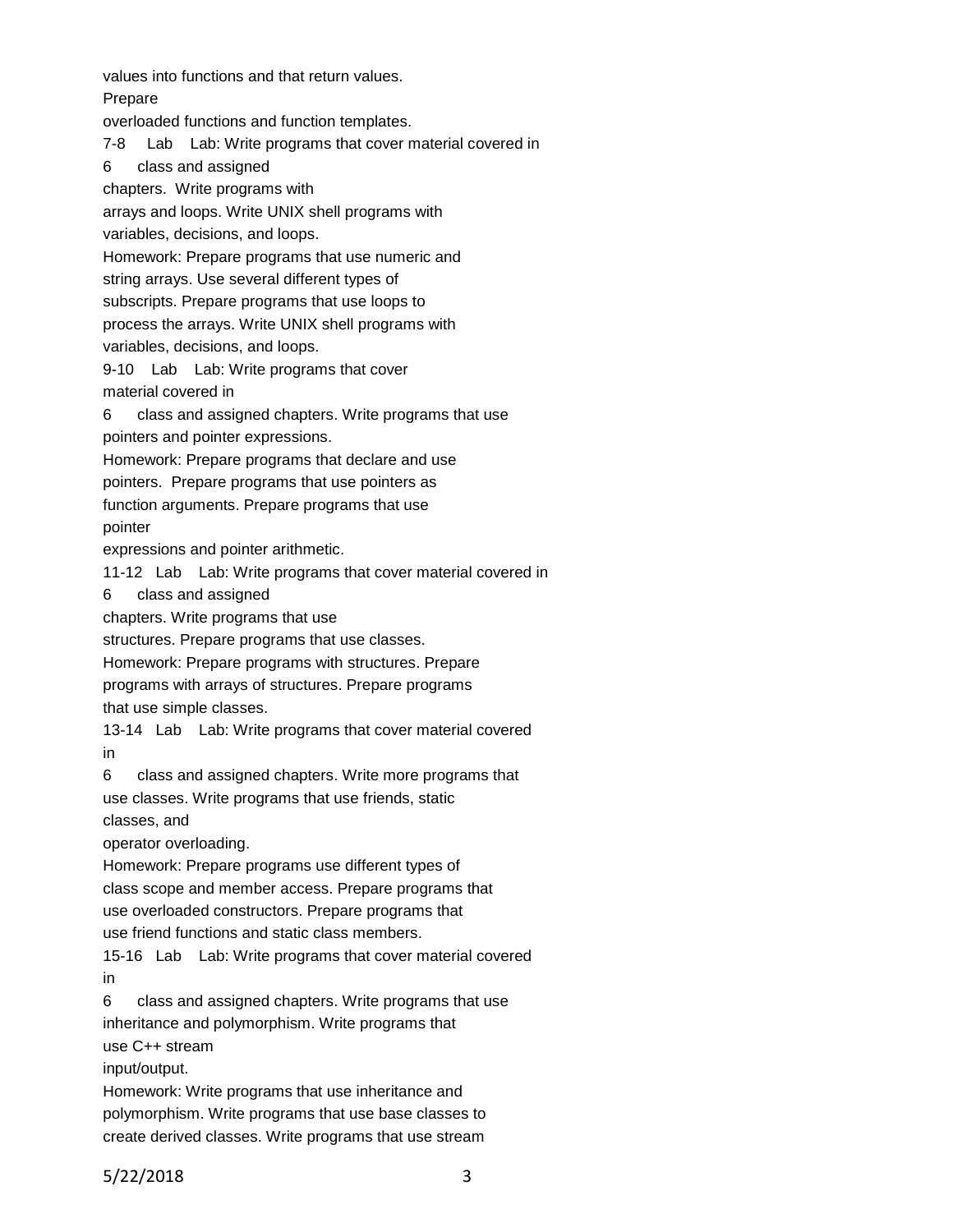values into functions and that return values.
Prepare
overloaded functions and function templates.

7-8 Lab Lab: Write programs that cover material covered in
6 class and assigned
chapters. Write programs with
arrays and loops. Write UNIX shell programs with
variables, decisions, and loops.
Homework: Prepare programs that use numeric and
string arrays. Use several different types of
subscripts. Prepare programs that use loops to
process the arrays. Write UNIX shell programs with
variables, decisions, and loops.

9-10 Lab Lab: Write programs that cover
material covered in
6 class and assigned chapters. Write programs that use
pointers and pointer expressions.
Homework: Prepare programs that declare and use
pointers. Prepare programs that use pointers as
function arguments. Prepare programs that use
pointer
expressions and pointer arithmetic.

11-12 Lab Lab: Write programs that cover material covered in
6 class and assigned
chapters. Write programs that use
structures. Prepare programs that use classes.
Homework: Prepare programs with structures. Prepare
programs with arrays of structures. Prepare programs
that use simple classes.

13-14 Lab Lab: Write programs that cover material covered
in
6 class and assigned chapters. Write more programs that
use classes. Write programs that use friends, static
classes, and
operator overloading.
Homework: Prepare programs use different types of
class scope and member access. Prepare programs that
use overloaded constructors. Prepare programs that
use friend functions and static class members.

15-16 Lab Lab: Write programs that cover material covered
in
6 class and assigned chapters. Write programs that use
inheritance and polymorphism. Write programs that
use C++ stream
input/output.
Homework: Write programs that use inheritance and
polymorphism. Write programs that use base classes to
create derived classes. Write programs that use stream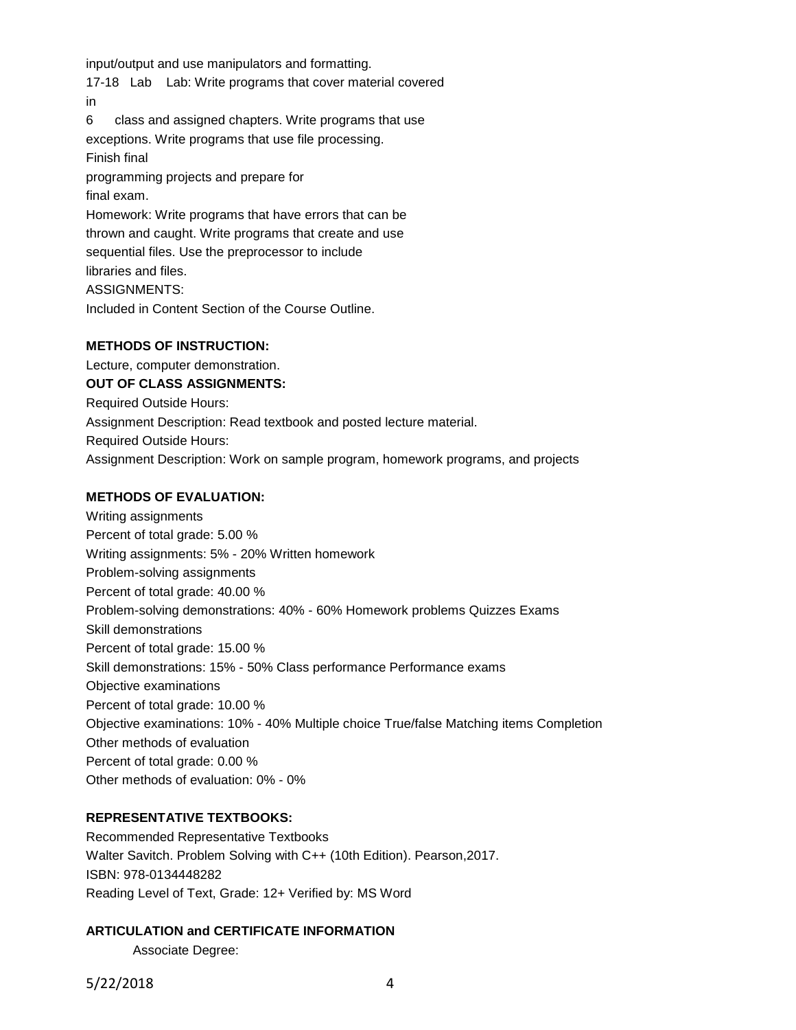input/output and use manipulators and formatting.

17-18 Lab Lab: Write programs that cover material covered in

6 class and assigned chapters. Write programs that use exceptions. Write programs that use file processing.

Finish final programming projects and prepare for final exam.

Homework: Write programs that have errors that can be thrown and caught. Write programs that create and use sequential files. Use the preprocessor to include libraries and files.

ASSIGNMENTS:

Included in Content Section of the Course Outline.

**METHODS OF INSTRUCTION:**

Lecture, computer demonstration.

**OUT OF CLASS ASSIGNMENTS:**

Required Outside Hours:

Assignment Description: Read textbook and posted lecture material.

Required Outside Hours:

Assignment Description: Work on sample program, homework programs, and projects

**METHODS OF EVALUATION:**

Writing assignments

Percent of total grade: 5.00 %

Writing assignments: 5% - 20% Written homework

Problem-solving assignments

Percent of total grade: 40.00 %

Problem-solving demonstrations: 40% - 60% Homework problems Quizzes Exams

Skill demonstrations

Percent of total grade: 15.00 %

Skill demonstrations: 15% - 50% Class performance Performance exams

Objective examinations

Percent of total grade: 10.00 %

Objective examinations: 10% - 40% Multiple choice True/false Matching items Completion

Other methods of evaluation

Percent of total grade: 0.00 %

Other methods of evaluation: 0% - 0%

**REPRESENTATIVE TEXTBOOKS:**

Recommended Representative Textbooks

Walter Savitch. Problem Solving with C++ (10th Edition). Pearson,2017.

ISBN: 978-0134448282

Reading Level of Text, Grade: 12+ Verified by: MS Word

**ARTICULATION and CERTIFICATE INFORMATION**

Associate Degree: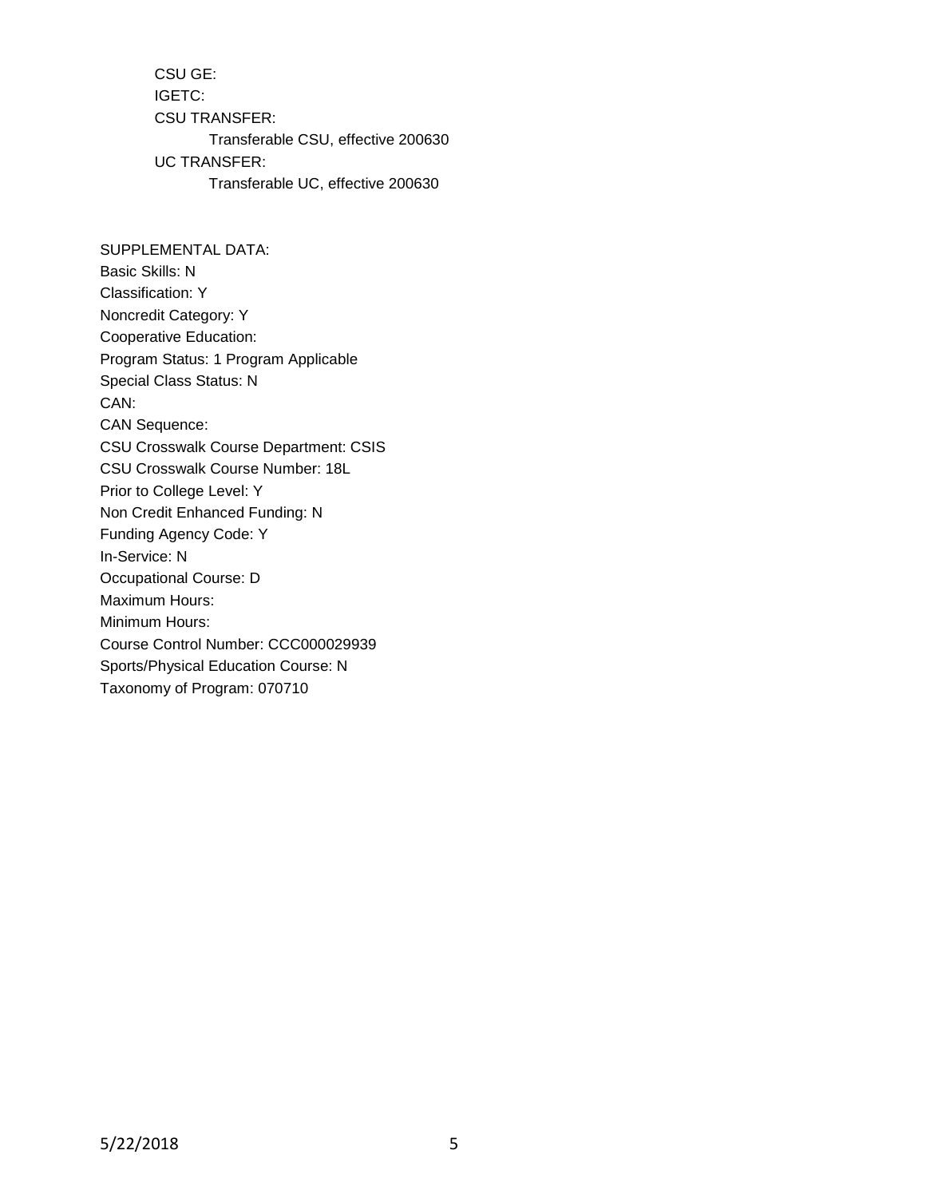CSU GE:

IGETC:

CSU TRANSFER:

Transferable CSU, effective 200630

UC TRANSFER:

Transferable UC, effective 200630

SUPPLEMENTAL DATA:

Basic Skills: N

Classification: Y

Noncredit Category: Y

Cooperative Education:

Program Status: 1 Program Applicable

Special Class Status: N

CAN:

CAN Sequence:

CSU Crosswalk Course Department: CSIS

CSU Crosswalk Course Number: 18L

Prior to College Level: Y

Non Credit Enhanced Funding: N

Funding Agency Code: Y

In-Service: N

Occupational Course: D

Maximum Hours:

Minimum Hours:

Course Control Number: CCC000029939

Sports/Physical Education Course: N

Taxonomy of Program: 070710